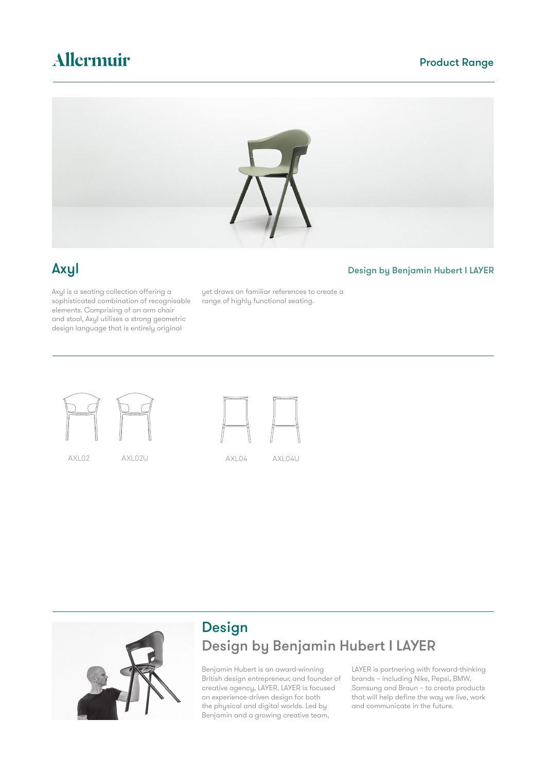# Allermuir

Product Range

## Axyl

Design by Benjamin Hubert I LAYER

Axyl is a seating collection offering a sophisticated combination of recognisable elements. Comprising of an arm chair and stool, Axyl utilises a strong geometric design language that is entirely original yet draws on familiar references to create a range of highly functional seating.

AXL02 AXL02U AXL04 AXL04U

## Design

### Design by Benjamin Hubert I LAYER

Benjamin Hubert is an award-winning British design entrepreneur, and founder of creative agency, LAYER. LAYER is focused on experience-driven design for both the physical and digital worlds. Led by Benjamin and a growing creative team, LAYER is partnering with forward-thinking brands – including Nike, Pepsi, BMW, Samsung and Braun – to create products that will help define the way we live, work and communicate in the future.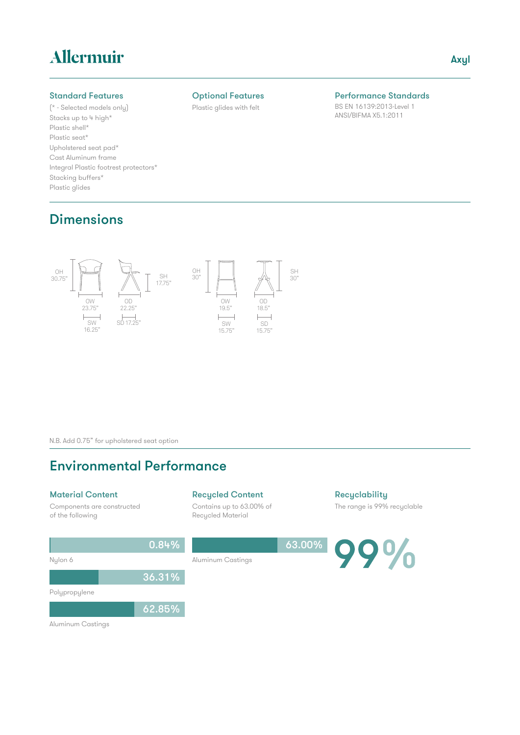# Allermuir

Axyl

## Standard Features

(* - Selected models only)
Stacks up to 4 high*
Plastic shell*
Plastic seat*
Upholstered seat pad*
Cast Aluminum frame
Integral Plastic footrest protectors*
Stacking buffers*
Plastic glides

## Optional Features

Plastic glides with felt

## Performance Standards

BS EN 16139:2013-Level 1
ANSI/BIFMA X5.1:2011

## Dimensions

OH 30.75"
OW 23.75"
SW 16.25"
OD 22.25"
SD 17.25"
SH 17.75"

OH 30"
OW 19.5"
SW 15.75"
OD 18.5"
SD 15.75"
SH 30"

N.B. Add 0.75" for upholstered seat option

## Environmental Performance

### Material Content

Components are constructed of the following

| Material | Percentage |
|---|---|
| Nylon 6 | 0.84% |
| Polypropylene | 36.31% |
| Aluminum Castings | 62.85% |

### Recycled Content

Contains up to 63.00% of Recycled Material

| Material | Percentage |
|---|---|
| Aluminum Castings | 63.00% |

### Recyclability

The range is 99% recyclable

99%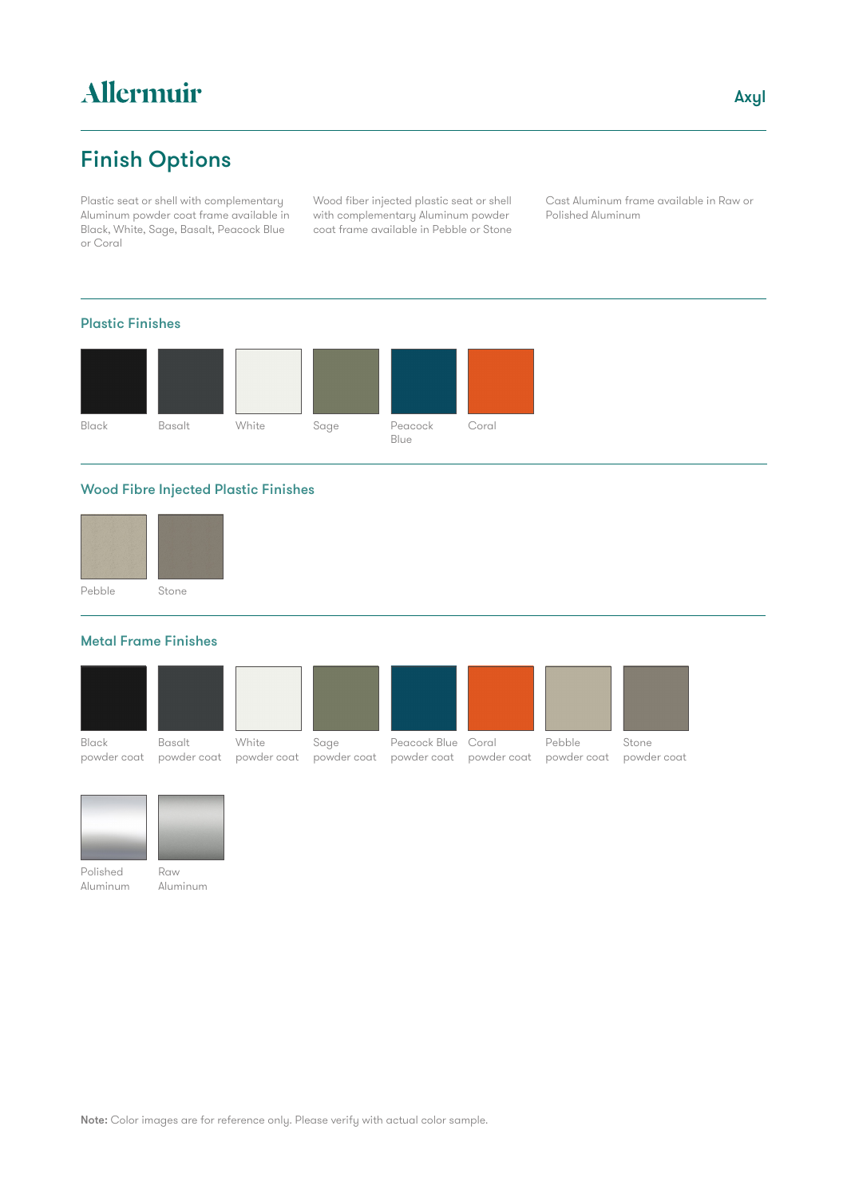# Finish Options

Plastic seat or shell with complementary Aluminum powder coat frame available in Black, White, Sage, Basalt, Peacock Blue or Coral

Wood fiber injected plastic seat or shell with complementary Aluminum powder coat frame available in Pebble or Stone

Cast Aluminum frame available in Raw or Polished Aluminum

## Plastic Finishes

Black

Basalt

White

Sage

Peacock Blue

Coral

## Wood Fibre Injected Plastic Finishes

Pebble

Stone

## Metal Frame Finishes

Black powder coat

Basalt powder coat

White powder coat

Sage powder coat

Peacock Blue powder coat

Coral powder coat

Pebble powder coat

Stone powder coat

Polished Aluminum

Raw Aluminum

**Note:** Color images are for reference only. Please verify with actual color sample.